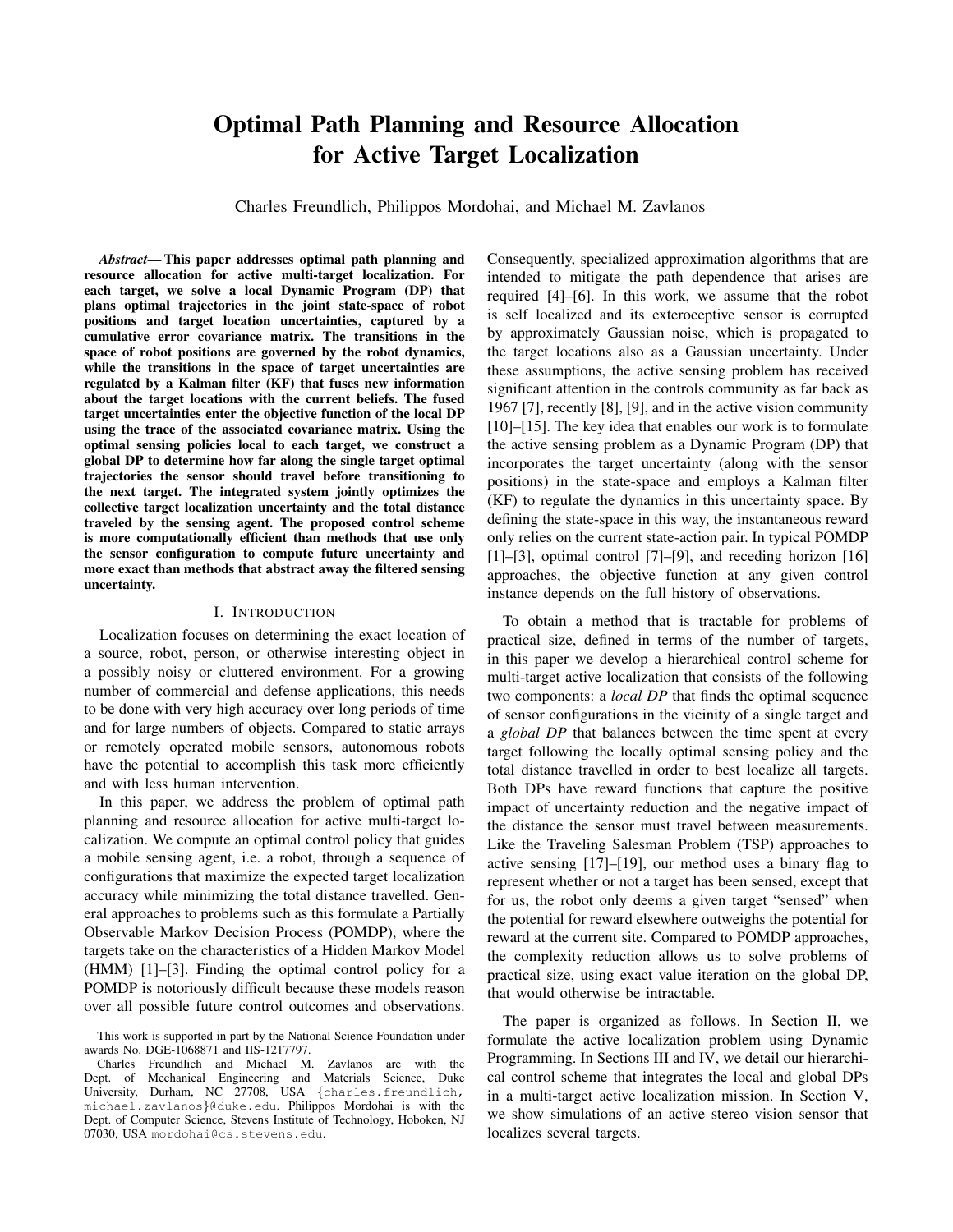# Optimal Path Planning and Resource Allocation for Active Target Localization

Charles Freundlich, Philippos Mordohai, and Michael M. Zavlanos

***Abstract*— This paper addresses optimal path planning and resource allocation for active multi-target localization. For each target, we solve a local Dynamic Program (DP) that plans optimal trajectories in the joint state-space of robot positions and target location uncertainties, captured by a cumulative error covariance matrix. The transitions in the space of robot positions are governed by the robot dynamics, while the transitions in the space of target uncertainties are regulated by a Kalman filter (KF) that fuses new information about the target locations with the current beliefs. The fused target uncertainties enter the objective function of the local DP using the trace of the associated covariance matrix. Using the optimal sensing policies local to each target, we construct a global DP to determine how far along the single target optimal trajectories the sensor should travel before transitioning to the next target. The integrated system jointly optimizes the collective target localization uncertainty and the total distance traveled by the sensing agent. The proposed control scheme is more computationally efficient than methods that use only the sensor configuration to compute future uncertainty and more exact than methods that abstract away the filtered sensing uncertainty.**

## I. Introduction

Localization focuses on determining the exact location of a source, robot, person, or otherwise interesting object in a possibly noisy or cluttered environment. For a growing number of commercial and defense applications, this needs to be done with very high accuracy over long periods of time and for large numbers of objects. Compared to static arrays or remotely operated mobile sensors, autonomous robots have the potential to accomplish this task more efficiently and with less human intervention.

In this paper, we address the problem of optimal path planning and resource allocation for active multi-target localization. We compute an optimal control policy that guides a mobile sensing agent, i.e. a robot, through a sequence of configurations that maximize the expected target localization accuracy while minimizing the total distance travelled. General approaches to problems such as this formulate a Partially Observable Markov Decision Process (POMDP), where the targets take on the characteristics of a Hidden Markov Model (HMM) [1]–[3]. Finding the optimal control policy for a POMDP is notoriously difficult because these models reason over all possible future control outcomes and observations. Consequently, specialized approximation algorithms that are intended to mitigate the path dependence that arises are required [4]–[6]. In this work, we assume that the robot is self localized and its exteroceptive sensor is corrupted by approximately Gaussian noise, which is propagated to the target locations also as a Gaussian uncertainty. Under these assumptions, the active sensing problem has received significant attention in the controls community as far back as 1967 [7], recently [8], [9], and in the active vision community [10]–[15]. The key idea that enables our work is to formulate the active sensing problem as a Dynamic Program (DP) that incorporates the target uncertainty (along with the sensor positions) in the state-space and employs a Kalman filter (KF) to regulate the dynamics in this uncertainty space. By defining the state-space in this way, the instantaneous reward only relies on the current state-action pair. In typical POMDP [1]–[3], optimal control [7]–[9], and receding horizon [16] approaches, the objective function at any given control instance depends on the full history of observations.

To obtain a method that is tractable for problems of practical size, defined in terms of the number of targets, in this paper we develop a hierarchical control scheme for multi-target active localization that consists of the following two components: a *local DP* that finds the optimal sequence of sensor configurations in the vicinity of a single target and a *global DP* that balances between the time spent at every target following the locally optimal sensing policy and the total distance travelled in order to best localize all targets. Both DPs have reward functions that capture the positive impact of uncertainty reduction and the negative impact of the distance the sensor must travel between measurements. Like the Traveling Salesman Problem (TSP) approaches to active sensing [17]–[19], our method uses a binary flag to represent whether or not a target has been sensed, except that for us, the robot only deems a given target "sensed" when the potential for reward elsewhere outweighs the potential for reward at the current site. Compared to POMDP approaches, the complexity reduction allows us to solve problems of practical size, using exact value iteration on the global DP, that would otherwise be intractable.

The paper is organized as follows. In Section II, we formulate the active localization problem using Dynamic Programming. In Sections III and IV, we detail our hierarchical control scheme that integrates the local and global DPs in a multi-target active localization mission. In Section V, we show simulations of an active stereo vision sensor that localizes several targets.

This work is supported in part by the National Science Foundation under awards No. DGE-1068871 and IIS-1217797.

Charles Freundlich and Michael M. Zavlanos are with the Dept. of Mechanical Engineering and Materials Science, Duke University, Durham, NC 27708, USA {charles.freundlich, michael.zavlanos}@duke.edu. Philippos Mordohai is with the Dept. of Computer Science, Stevens Institute of Technology, Hoboken, NJ 07030, USA mordohai@cs.stevens.edu.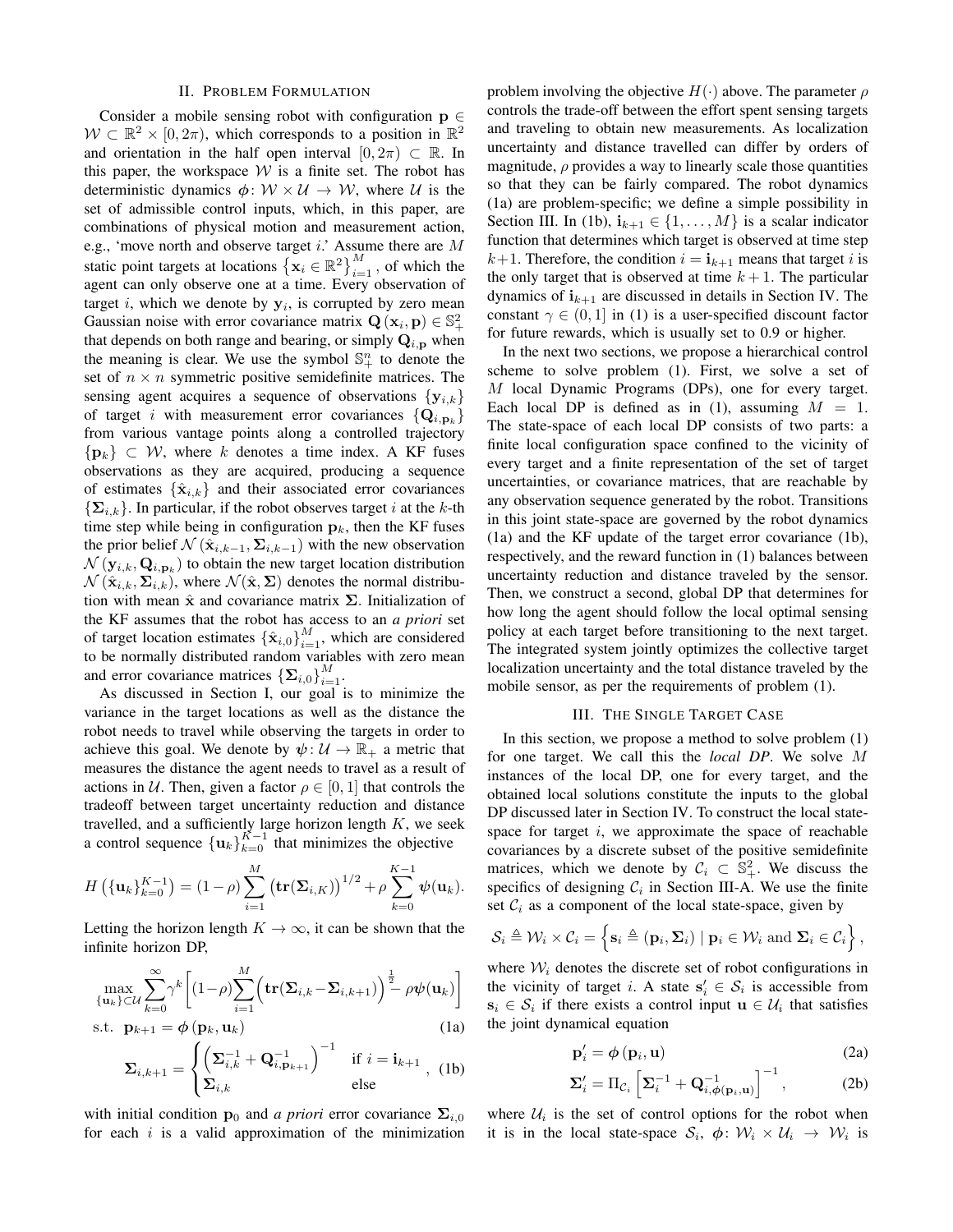## II. Problem Formulation

Consider a mobile sensing robot with configuration $\mathbf{p} \in \mathcal{W} \subset \mathbb{R}^2 \times [0, 2\pi)$, which corresponds to a position in $\mathbb{R}^2$ and orientation in the half open interval $[0, 2\pi) \subset \mathbb{R}$. In this paper, the workspace $\mathcal{W}$ is a finite set. The robot has deterministic dynamics $\boldsymbol{\phi}\colon \mathcal{W} \times \mathcal{U} \to \mathcal{W}$, where $\mathcal{U}$ is the set of admissible control inputs, which, in this paper, are combinations of physical motion and measurement action, e.g., 'move north and observe target $i$.' Assume there are $M$ static point targets at locations $\left\{\mathbf{x}_i \in \mathbb{R}^2\right\}_{i=1}^{M}$, of which the agent can only observe one at a time. Every observation of target $i$, which we denote by $\mathbf{y}_i$, is corrupted by zero mean Gaussian noise with error covariance matrix $\mathbf{Q}\left(\mathbf{x}_i, \mathbf{p}\right) \in \mathbb{S}_+^2$ that depends on both range and bearing, or simply $\mathbf{Q}_{i,\mathbf{p}}$ when the meaning is clear. We use the symbol $\mathbb{S}_+^n$ to denote the set of $n \times n$ symmetric positive semidefinite matrices. The sensing agent acquires a sequence of observations $\{\mathbf{y}_{i,k}\}$ of target $i$ with measurement error covariances $\{\mathbf{Q}_{i,\mathbf{p}_k}\}$ from various vantage points along a controlled trajectory $\{\mathbf{p}_k\} \subset \mathcal{W}$, where $k$ denotes a time index. A KF fuses observations as they are acquired, producing a sequence of estimates $\{\hat{\mathbf{x}}_{i,k}\}$ and their associated error covariances $\{\boldsymbol{\Sigma}_{i,k}\}$. In particular, if the robot observes target $i$ at the $k$-th time step while being in configuration $\mathbf{p}_k$, then the KF fuses the prior belief $\mathcal{N}\left(\hat{\mathbf{x}}_{i,k-1}, \boldsymbol{\Sigma}_{i,k-1}\right)$ with the new observation $\mathcal{N}\left(\mathbf{y}_{i,k}, \mathbf{Q}_{i,\mathbf{p}_k}\right)$ to obtain the new target location distribution $\mathcal{N}\left(\hat{\mathbf{x}}_{i,k}, \boldsymbol{\Sigma}_{i,k}\right)$, where $\mathcal{N}(\hat{\mathbf{x}}, \boldsymbol{\Sigma})$ denotes the normal distribution with mean $\hat{\mathbf{x}}$ and covariance matrix $\boldsymbol{\Sigma}$. Initialization of the KF assumes that the robot has access to an *a priori* set of target location estimates $\{\hat{\mathbf{x}}_{i,0}\}_{i=1}^{M}$, which are considered to be normally distributed random variables with zero mean and error covariance matrices $\{\boldsymbol{\Sigma}_{i,0}\}_{i=1}^{M}$.

As discussed in Section I, our goal is to minimize the variance in the target locations as well as the distance the robot needs to travel while observing the targets in order to achieve this goal. We denote by $\boldsymbol{\psi}\colon \mathcal{U} \to \mathbb{R}_+$ a metric that measures the distance the agent needs to travel as a result of actions in $\mathcal{U}$. Then, given a factor $\rho \in [0, 1]$ that controls the tradeoff between target uncertainty reduction and distance travelled, and a sufficiently large horizon length $K$, we seek a control sequence $\{\mathbf{u}_k\}_{k=0}^{K-1}$ that minimizes the objective

$$H\left(\{\mathbf{u}_k\}_{k=0}^{K-1}\right) = (1-\rho)\sum_{i=1}^{M}\left(\mathbf{tr}(\boldsymbol{\Sigma}_{i,K})\right)^{1/2} + \rho\sum_{k=0}^{K-1}\boldsymbol{\psi}(\mathbf{u}_k).$$

Letting the horizon length $K \to \infty$, it can be shown that the infinite horizon DP,

$$\max_{\{\mathbf{u}_k\}\subset\mathcal{U}}\sum_{k=0}^{\infty}\gamma^k\left[(1-\rho)\sum_{i=1}^{M}\Big(\mathbf{tr}(\boldsymbol{\Sigma}_{i,k}-\boldsymbol{\Sigma}_{i,k+1})\Big)^{\frac{1}{2}} - \rho\boldsymbol{\psi}(\mathbf{u}_k)\right]$$

$$\text{s.t.}\;\; \mathbf{p}_{k+1} = \boldsymbol{\phi}\left(\mathbf{p}_k, \mathbf{u}_k\right) \tag{1a}$$

$$\boldsymbol{\Sigma}_{i,k+1} = \begin{cases}\left(\boldsymbol{\Sigma}_{i,k}^{-1} + \mathbf{Q}_{i,\mathbf{p}_{k+1}}^{-1}\right)^{-1} & \text{if } i = \mathbf{i}_{k+1}\\ \boldsymbol{\Sigma}_{i,k} & \text{else}\end{cases}, \tag{1b}$$

with initial condition $\mathbf{p}_0$ and *a priori* error covariance $\boldsymbol{\Sigma}_{i,0}$ for each $i$ is a valid approximation of the minimization problem involving the objective $H(\cdot)$ above. The parameter $\rho$ controls the trade-off between the effort spent sensing targets and traveling to obtain new measurements. As localization uncertainty and distance travelled can differ by orders of magnitude, $\rho$ provides a way to linearly scale those quantities so that they can be fairly compared. The robot dynamics (1a) are problem-specific; we define a simple possibility in Section III. In (1b), $\mathbf{i}_{k+1} \in \{1, \ldots, M\}$ is a scalar indicator function that determines which target is observed at time step $k+1$. Therefore, the condition $i = \mathbf{i}_{k+1}$ means that target $i$ is the only target that is observed at time $k+1$. The particular dynamics of $\mathbf{i}_{k+1}$ are discussed in details in Section IV. The constant $\gamma \in (0, 1]$ in (1) is a user-specified discount factor for future rewards, which is usually set to 0.9 or higher.

In the next two sections, we propose a hierarchical control scheme to solve problem (1). First, we solve a set of $M$ local Dynamic Programs (DPs), one for every target. Each local DP is defined as in (1), assuming $M = 1$. The state-space of each local DP consists of two parts: a finite local configuration space confined to the vicinity of every target and a finite representation of the set of target uncertainties, or covariance matrices, that are reachable by any observation sequence generated by the robot. Transitions in this joint state-space are governed by the robot dynamics (1a) and the KF update of the target error covariance (1b), respectively, and the reward function in (1) balances between uncertainty reduction and distance traveled by the sensor. Then, we construct a second, global DP that determines for how long the agent should follow the local optimal sensing policy at each target before transitioning to the next target. The integrated system jointly optimizes the collective target localization uncertainty and the total distance traveled by the mobile sensor, as per the requirements of problem (1).

## III. The Single Target Case

In this section, we propose a method to solve problem (1) for one target. We call this the *local DP*. We solve $M$ instances of the local DP, one for every target, and the obtained local solutions constitute the inputs to the global DP discussed later in Section IV. To construct the local state-space for target $i$, we approximate the space of reachable covariances by a discrete subset of the positive semidefinite matrices, which we denote by $\mathcal{C}_i \subset \mathbb{S}_+^2$. We discuss the specifics of designing $\mathcal{C}_i$ in Section III-A. We use the finite set $\mathcal{C}_i$ as a component of the local state-space, given by

$$\mathcal{S}_i \triangleq \mathcal{W}_i \times \mathcal{C}_i = \left\{\mathbf{s}_i \triangleq (\mathbf{p}_i, \boldsymbol{\Sigma}_i) \mid \mathbf{p}_i \in \mathcal{W}_i \text{ and } \boldsymbol{\Sigma}_i \in \mathcal{C}_i\right\},$$

where $\mathcal{W}_i$ denotes the discrete set of robot configurations in the vicinity of target $i$. A state $\mathbf{s}_i' \in \mathcal{S}_i$ is accessible from $\mathbf{s}_i \in \mathcal{S}_i$ if there exists a control input $\mathbf{u} \in \mathcal{U}_i$ that satisfies the joint dynamical equation

$$\mathbf{p}_i' = \boldsymbol{\phi}\left(\mathbf{p}_i, \mathbf{u}\right) \tag{2a}$$

$$\boldsymbol{\Sigma}_i' = \Pi_{\mathcal{C}_i}\left[\boldsymbol{\Sigma}_i^{-1} + \mathbf{Q}_{i,\boldsymbol{\phi}(\mathbf{p}_i,\mathbf{u})}^{-1}\right]^{-1}, \tag{2b}$$

where $\mathcal{U}_i$ is the set of control options for the robot when it is in the local state-space $\mathcal{S}_i$, $\boldsymbol{\phi}\colon \mathcal{W}_i \times \mathcal{U}_i \to \mathcal{W}_i$ is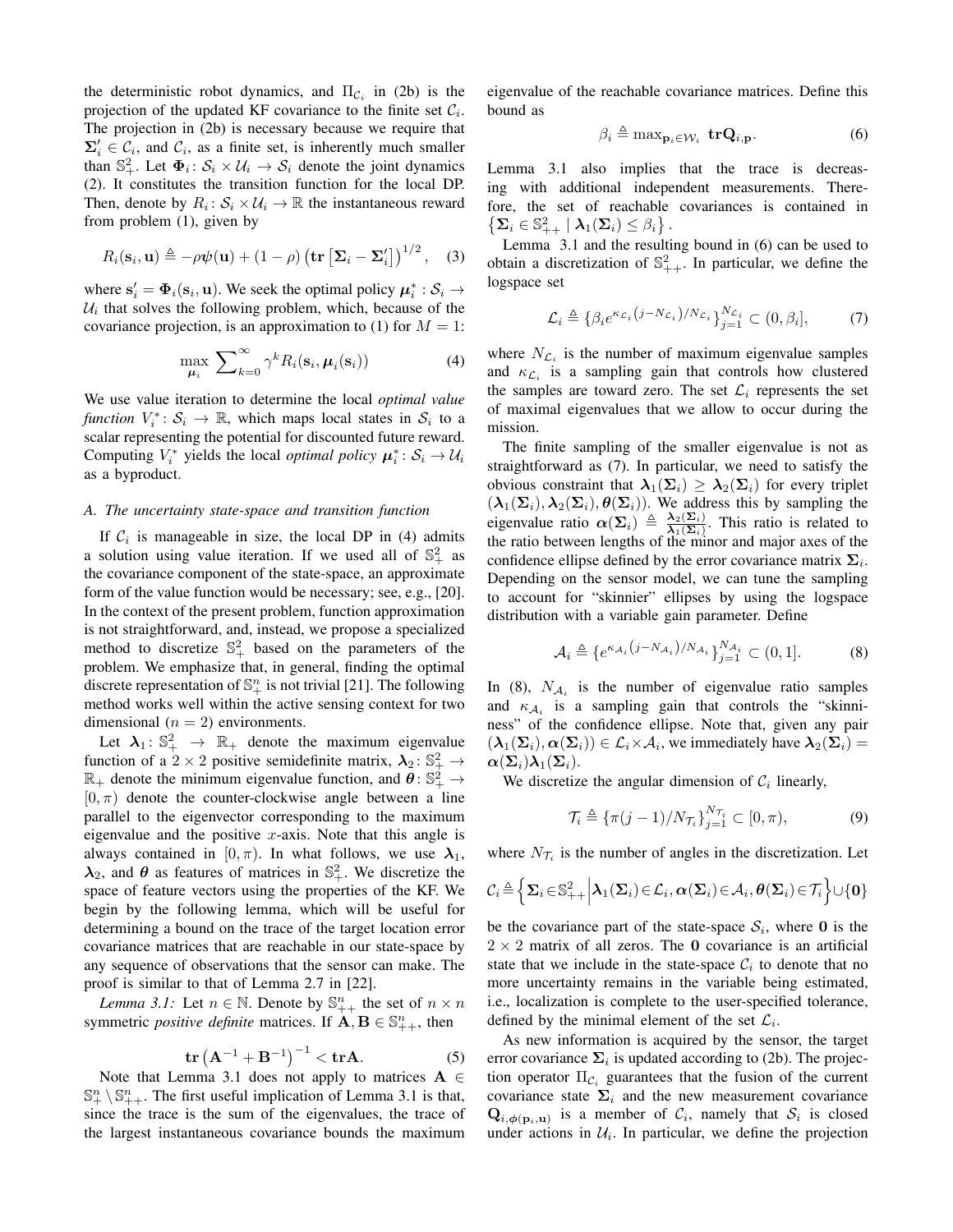the deterministic robot dynamics, and $\Pi_{\mathcal{C}_i}$ in (2b) is the projection of the updated KF covariance to the finite set $\mathcal{C}_i$. The projection in (2b) is necessary because we require that $\mathbf{\Sigma}_i' \in \mathcal{C}_i$, and $\mathcal{C}_i$, as a finite set, is inherently much smaller than $\mathbb{S}_+^2$. Let $\mathbf{\Phi}_i \colon \mathcal{S}_i \times \mathcal{U}_i \to \mathcal{S}_i$ denote the joint dynamics (2). It constitutes the transition function for the local DP. Then, denote by $R_i \colon \mathcal{S}_i \times \mathcal{U}_i \to \mathbb{R}$ the instantaneous reward from problem (1), given by

$$R_i(\mathbf{s}_i, \mathbf{u}) \triangleq -\rho\psi(\mathbf{u}) + (1-\rho)\left(\mathbf{tr}\left[\mathbf{\Sigma}_i - \mathbf{\Sigma}_i'\right]\right)^{1/2}, \quad (3)$$

where $\mathbf{s}_i' = \mathbf{\Phi}_i(\mathbf{s}_i, \mathbf{u})$. We seek the optimal policy $\boldsymbol{\mu}_i^* : \mathcal{S}_i \to \mathcal{U}_i$ that solves the following problem, which, because of the covariance projection, is an approximation to (1) for $M = 1$:

$$\max_{\boldsymbol{\mu}_i} \sum_{k=0}^{\infty} \gamma^k R_i(\mathbf{s}_i, \boldsymbol{\mu}_i(\mathbf{s}_i)) \quad (4)$$

We use value iteration to determine the local *optimal value function* $V_i^* \colon \mathcal{S}_i \to \mathbb{R}$, which maps local states in $\mathcal{S}_i$ to a scalar representing the potential for discounted future reward. Computing $V_i^*$ yields the local *optimal policy* $\boldsymbol{\mu}_i^* \colon \mathcal{S}_i \to \mathcal{U}_i$ as a byproduct.

### A. The uncertainty state-space and transition function

If $\mathcal{C}_i$ is manageable in size, the local DP in (4) admits a solution using value iteration. If we used all of $\mathbb{S}_+^2$ as the covariance component of the state-space, an approximate form of the value function would be necessary; see, e.g., [20]. In the context of the present problem, function approximation is not straightforward, and, instead, we propose a specialized method to discretize $\mathbb{S}_+^2$ based on the parameters of the problem. We emphasize that, in general, finding the optimal discrete representation of $\mathbb{S}_+^n$ is not trivial [21]. The following method works well within the active sensing context for two dimensional ($n = 2$) environments.

Let $\boldsymbol{\lambda}_1 \colon \mathbb{S}_+^2 \to \mathbb{R}_+$ denote the maximum eigenvalue function of a $2 \times 2$ positive semidefinite matrix, $\boldsymbol{\lambda}_2 \colon \mathbb{S}_+^2 \to \mathbb{R}_+$ denote the minimum eigenvalue function, and $\boldsymbol{\theta} \colon \mathbb{S}_+^2 \to [0, \pi)$ denote the counter-clockwise angle between a line parallel to the eigenvector corresponding to the maximum eigenvalue and the positive $x$-axis. Note that this angle is always contained in $[0, \pi)$. In what follows, we use $\boldsymbol{\lambda}_1$, $\boldsymbol{\lambda}_2$, and $\boldsymbol{\theta}$ as features of matrices in $\mathbb{S}_+^2$. We discretize the space of feature vectors using the properties of the KF. We begin by the following lemma, which will be useful for determining a bound on the trace of the target location error covariance matrices that are reachable in our state-space by any sequence of observations that the sensor can make. The proof is similar to that of Lemma 2.7 in [22].

*Lemma 3.1:* Let $n \in \mathbb{N}$. Denote by $\mathbb{S}_{++}^n$ the set of $n \times n$ symmetric *positive definite* matrices. If $\mathbf{A}, \mathbf{B} \in \mathbb{S}_{++}^n$, then

$$\mathbf{tr}\left(\mathbf{A}^{-1} + \mathbf{B}^{-1}\right)^{-1} < \mathbf{tr}\mathbf{A}. \quad (5)$$

Note that Lemma 3.1 does not apply to matrices $\mathbf{A} \in \mathbb{S}_+^n \setminus \mathbb{S}_{++}^n$. The first useful implication of Lemma 3.1 is that, since the trace is the sum of the eigenvalues, the trace of the largest instantaneous covariance bounds the maximum eigenvalue of the reachable covariance matrices. Define this bound as

$$\beta_i \triangleq \max_{\mathbf{p}_i \in \mathcal{W}_i} \ \mathbf{tr}\mathbf{Q}_{i,\mathbf{p}}. \quad (6)$$

Lemma 3.1 also implies that the trace is decreasing with additional independent measurements. Therefore, the set of reachable covariances is contained in $\left\{\mathbf{\Sigma}_i \in \mathbb{S}_{++}^2 \mid \boldsymbol{\lambda}_1(\mathbf{\Sigma}_i) \le \beta_i\right\}$.

Lemma 3.1 and the resulting bound in (6) can be used to obtain a discretization of $\mathbb{S}_{++}^2$. In particular, we define the logspace set

$$\mathcal{L}_i \triangleq \{\beta_i e^{\kappa_{\mathcal{L}_i}(j - N_{\mathcal{L}_i})/N_{\mathcal{L}_i}}\}_{j=1}^{N_{\mathcal{L}_i}} \subset (0, \beta_i], \quad (7)$$

where $N_{\mathcal{L}_i}$ is the number of maximum eigenvalue samples and $\kappa_{\mathcal{L}_i}$ is a sampling gain that controls how clustered the samples are toward zero. The set $\mathcal{L}_i$ represents the set of maximal eigenvalues that we allow to occur during the mission.

The finite sampling of the smaller eigenvalue is not as straightforward as (7). In particular, we need to satisfy the obvious constraint that $\boldsymbol{\lambda}_1(\mathbf{\Sigma}_i) \ge \boldsymbol{\lambda}_2(\mathbf{\Sigma}_i)$ for every triplet $(\boldsymbol{\lambda}_1(\mathbf{\Sigma}_i), \boldsymbol{\lambda}_2(\mathbf{\Sigma}_i), \boldsymbol{\theta}(\mathbf{\Sigma}_i))$. We address this by sampling the eigenvalue ratio $\boldsymbol{\alpha}(\mathbf{\Sigma}_i) \triangleq \frac{\boldsymbol{\lambda}_2(\mathbf{\Sigma}_i)}{\boldsymbol{\lambda}_1(\mathbf{\Sigma}_i)}$. This ratio is related to the ratio between lengths of the minor and major axes of the confidence ellipse defined by the error covariance matrix $\mathbf{\Sigma}_i$. Depending on the sensor model, we can tune the sampling to account for "skinnier" ellipses by using the logspace distribution with a variable gain parameter. Define

$$\mathcal{A}_i \triangleq \{e^{\kappa_{\mathcal{A}_i}(j - N_{\mathcal{A}_i})/N_{\mathcal{A}_i}}\}_{j=1}^{N_{\mathcal{A}_i}} \subset (0, 1]. \quad (8)$$

In (8), $N_{\mathcal{A}_i}$ is the number of eigenvalue ratio samples and $\kappa_{\mathcal{A}_i}$ is a sampling gain that controls the "skinniness" of the confidence ellipse. Note that, given any pair $(\boldsymbol{\lambda}_1(\mathbf{\Sigma}_i), \boldsymbol{\alpha}(\mathbf{\Sigma}_i)) \in \mathcal{L}_i \times \mathcal{A}_i$, we immediately have $\boldsymbol{\lambda}_2(\mathbf{\Sigma}_i) = \boldsymbol{\alpha}(\mathbf{\Sigma}_i)\boldsymbol{\lambda}_1(\mathbf{\Sigma}_i)$.

We discretize the angular dimension of $\mathcal{C}_i$ linearly,

$$\mathcal{T}_i \triangleq \{\pi(j-1)/N_{\mathcal{T}_i}\}_{j=1}^{N_{\mathcal{T}_i}} \subset [0, \pi), \quad (9)$$

where $N_{\mathcal{T}_i}$ is the number of angles in the discretization. Let

$$\mathcal{C}_i \triangleq \left\{\mathbf{\Sigma}_i \in \mathbb{S}_{++}^2 \middle| \boldsymbol{\lambda}_1(\mathbf{\Sigma}_i) \in \mathcal{L}_i, \boldsymbol{\alpha}(\mathbf{\Sigma}_i) \in \mathcal{A}_i, \boldsymbol{\theta}(\mathbf{\Sigma}_i) \in \mathcal{T}_i\right\} \cup \{\mathbf{0}\}$$

be the covariance part of the state-space $\mathcal{S}_i$, where $\mathbf{0}$ is the $2 \times 2$ matrix of all zeros. The $\mathbf{0}$ covariance is an artificial state that we include in the state-space $\mathcal{C}_i$ to denote that no more uncertainty remains in the variable being estimated, i.e., localization is complete to the user-specified tolerance, defined by the minimal element of the set $\mathcal{L}_i$.

As new information is acquired by the sensor, the target error covariance $\mathbf{\Sigma}_i$ is updated according to (2b). The projection operator $\Pi_{\mathcal{C}_i}$ guarantees that the fusion of the current covariance state $\mathbf{\Sigma}_i$ and the new measurement covariance $\mathbf{Q}_{i,\boldsymbol{\phi}(\mathbf{p}_i, \mathbf{u})}$ is a member of $\mathcal{C}_i$, namely that $\mathcal{S}_i$ is closed under actions in $\mathcal{U}_i$. In particular, we define the projection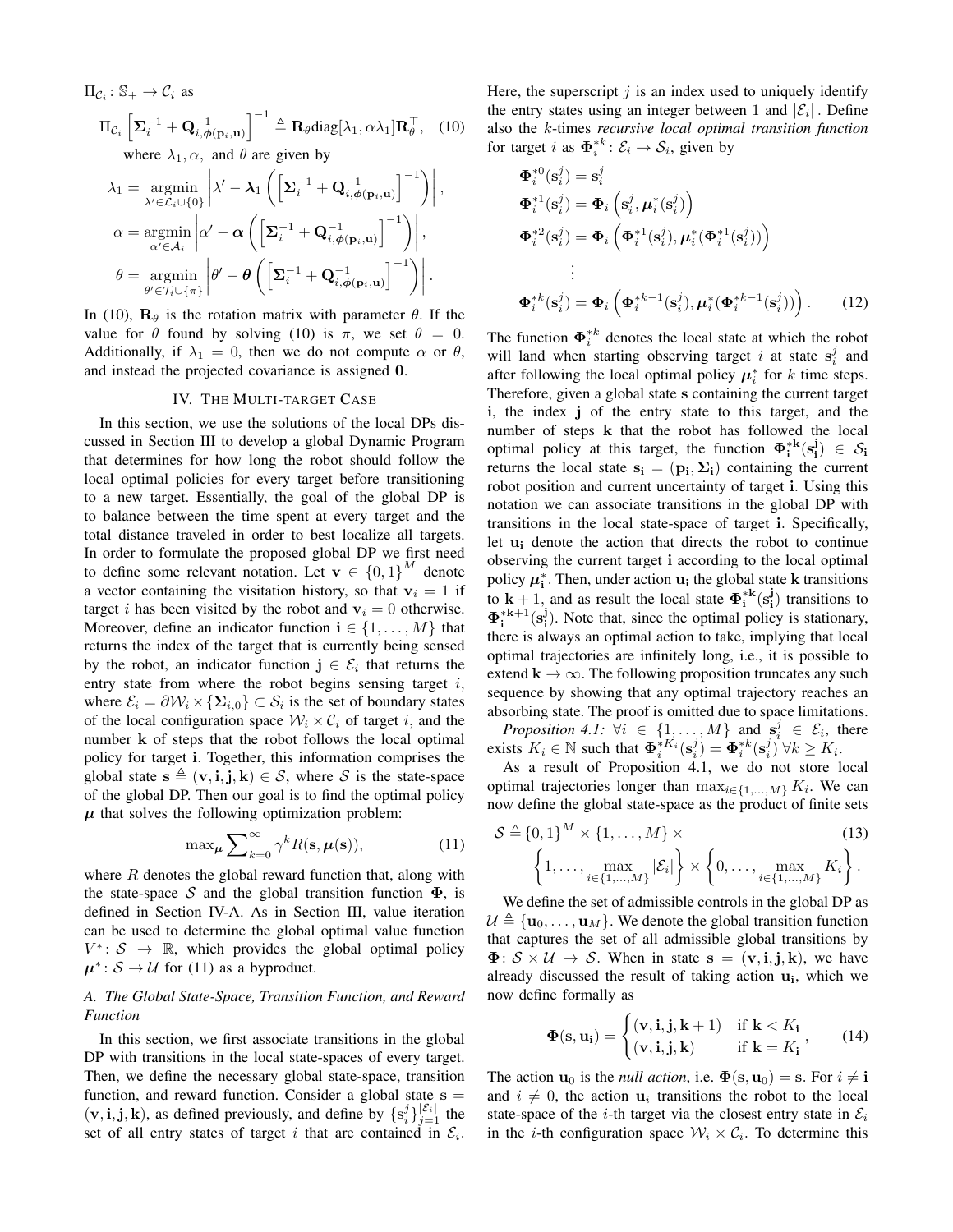$\Pi_{\mathcal{C}_i}\colon \mathbb{S}_+ \to \mathcal{C}_i$ as

$$\Pi_{\mathcal{C}_i}\left[\boldsymbol{\Sigma}_i^{-1} + \mathbf{Q}_{i,\boldsymbol{\phi}(\mathbf{p}_i,\mathbf{u})}^{-1}\right]^{-1} \triangleq \mathbf{R}_\theta \text{diag}[\lambda_1, \alpha\lambda_1]\mathbf{R}_\theta^\top, \quad (10)$$

where $\lambda_1, \alpha,$ and $\theta$ are given by

$$\lambda_1 = \underset{\lambda' \in \mathcal{L}_i \cup \{0\}}{\text{argmin}} \left|\lambda' - \boldsymbol{\lambda}_1\left(\left[\boldsymbol{\Sigma}_i^{-1} + \mathbf{Q}_{i,\boldsymbol{\phi}(\mathbf{p}_i,\mathbf{u})}^{-1}\right]^{-1}\right)\right|,$$

$$\alpha = \underset{\alpha' \in \mathcal{A}_i}{\text{argmin}} \left|\alpha' - \boldsymbol{\alpha}\left(\left[\boldsymbol{\Sigma}_i^{-1} + \mathbf{Q}_{i,\boldsymbol{\phi}(\mathbf{p}_i,\mathbf{u})}^{-1}\right]^{-1}\right)\right|,$$

$$\theta = \underset{\theta' \in \mathcal{T}_i \cup \{\pi\}}{\text{argmin}} \left|\theta' - \boldsymbol{\theta}\left(\left[\boldsymbol{\Sigma}_i^{-1} + \mathbf{Q}_{i,\boldsymbol{\phi}(\mathbf{p}_i,\mathbf{u})}^{-1}\right]^{-1}\right)\right|.$$

In (10), $\mathbf{R}_\theta$ is the rotation matrix with parameter $\theta$. If the value for $\theta$ found by solving (10) is $\pi$, we set $\theta = 0$. Additionally, if $\lambda_1 = 0$, then we do not compute $\alpha$ or $\theta$, and instead the projected covariance is assigned $\mathbf{0}$.

## IV. The Multi-target Case

In this section, we use the solutions of the local DPs discussed in Section III to develop a global Dynamic Program that determines for how long the robot should follow the local optimal policies for every target before transitioning to a new target. Essentially, the goal of the global DP is to balance between the time spent at every target and the total distance traveled in order to best localize all targets. In order to formulate the proposed global DP we first need to define some relevant notation. Let $\mathbf{v} \in \{0,1\}^M$ denote a vector containing the visitation history, so that $\mathbf{v}_i = 1$ if target $i$ has been visited by the robot and $\mathbf{v}_i = 0$ otherwise. Moreover, define an indicator function $\mathbf{i} \in \{1,\ldots,M\}$ that returns the index of the target that is currently being sensed by the robot, an indicator function $\mathbf{j} \in \mathcal{E}_i$ that returns the entry state from where the robot begins sensing target $i$, where $\mathcal{E}_i = \partial\mathcal{W}_i \times \{\boldsymbol{\Sigma}_{i,0}\} \subset \mathcal{S}_i$ is the set of boundary states of the local configuration space $\mathcal{W}_i \times \mathcal{C}_i$ of target $i$, and the number $\mathbf{k}$ of steps that the robot follows the local optimal policy for target $\mathbf{i}$. Together, this information comprises the global state $\mathbf{s} \triangleq (\mathbf{v}, \mathbf{i}, \mathbf{j}, \mathbf{k}) \in \mathcal{S}$, where $\mathcal{S}$ is the state-space of the global DP. Then our goal is to find the optimal policy $\boldsymbol{\mu}$ that solves the following optimization problem:

$$\max_{\boldsymbol{\mu}} \sum_{k=0}^{\infty} \gamma^k R(\mathbf{s}, \boldsymbol{\mu}(\mathbf{s})), \quad (11)$$

where $R$ denotes the global reward function that, along with the state-space $\mathcal{S}$ and the global transition function $\boldsymbol{\Phi}$, is defined in Section IV-A. As in Section III, value iteration can be used to determine the global optimal value function $V^*\colon \mathcal{S} \to \mathbb{R}$, which provides the global optimal policy $\boldsymbol{\mu}^*\colon \mathcal{S} \to \mathcal{U}$ for (11) as a byproduct.

### A. The Global State-Space, Transition Function, and Reward Function

In this section, we first associate transitions in the global DP with transitions in the local state-spaces of every target. Then, we define the necessary global state-space, transition function, and reward function. Consider a global state $\mathbf{s} = (\mathbf{v}, \mathbf{i}, \mathbf{j}, \mathbf{k})$, as defined previously, and define by $\{\mathbf{s}_i^j\}_{j=1}^{|\mathcal{E}_i|}$ the set of all entry states of target $i$ that are contained in $\mathcal{E}_i$. Here, the superscript $j$ is an index used to uniquely identify the entry states using an integer between 1 and $|\mathcal{E}_i|$. Define also the $k$-times *recursive local optimal transition function* for target $i$ as $\boldsymbol{\Phi}_i^{*k}\colon \mathcal{E}_i \to \mathcal{S}_i$, given by

$$\begin{aligned}
\boldsymbol{\Phi}_i^{*0}(\mathbf{s}_i^j) &= \mathbf{s}_i^j \\
\boldsymbol{\Phi}_i^{*1}(\mathbf{s}_i^j) &= \boldsymbol{\Phi}_i\left(\mathbf{s}_i^j, \boldsymbol{\mu}_i^*(\mathbf{s}_i^j)\right) \\
\boldsymbol{\Phi}_i^{*2}(\mathbf{s}_i^j) &= \boldsymbol{\Phi}_i\left(\boldsymbol{\Phi}_i^{*1}(\mathbf{s}_i^j), \boldsymbol{\mu}_i^*(\boldsymbol{\Phi}_i^{*1}(\mathbf{s}_i^j))\right) \\
&\vdots \\
\boldsymbol{\Phi}_i^{*k}(\mathbf{s}_i^j) &= \boldsymbol{\Phi}_i\left(\boldsymbol{\Phi}_i^{*k-1}(\mathbf{s}_i^j), \boldsymbol{\mu}_i^*(\boldsymbol{\Phi}_i^{*k-1}(\mathbf{s}_i^j))\right). \quad (12)
\end{aligned}$$

The function $\boldsymbol{\Phi}_i^{*k}$ denotes the local state at which the robot will land when starting observing target $i$ at state $\mathbf{s}_i^j$ and after following the local optimal policy $\boldsymbol{\mu}_i^*$ for $k$ time steps. Therefore, given a global state $\mathbf{s}$ containing the current target $\mathbf{i}$, the index $\mathbf{j}$ of the entry state to this target, and the number of steps $\mathbf{k}$ that the robot has followed the local optimal policy at this target, the function $\boldsymbol{\Phi}_{\mathbf{i}}^{*\mathbf{k}}(\mathbf{s}_{\mathbf{i}}^{\mathbf{j}}) \in \mathcal{S}_{\mathbf{i}}$ returns the local state $\mathbf{s}_{\mathbf{i}} = (\mathbf{p}_{\mathbf{i}}, \boldsymbol{\Sigma}_{\mathbf{i}})$ containing the current robot position and current uncertainty of target $\mathbf{i}$. Using this notation we can associate transitions in the global DP with transitions in the local state-space of target $\mathbf{i}$. Specifically, let $\mathbf{u}_{\mathbf{i}}$ denote the action that directs the robot to continue observing the current target $\mathbf{i}$ according to the local optimal policy $\boldsymbol{\mu}_{\mathbf{i}}^*$. Then, under action $\mathbf{u}_{\mathbf{i}}$ the global state $\mathbf{k}$ transitions to $\mathbf{k}+1$, and as result the local state $\boldsymbol{\Phi}_{\mathbf{i}}^{*\mathbf{k}}(\mathbf{s}_{\mathbf{i}}^{\mathbf{j}})$ transitions to $\boldsymbol{\Phi}_{\mathbf{i}}^{*\mathbf{k}+1}(\mathbf{s}_{\mathbf{i}}^{\mathbf{j}})$. Note that, since the optimal policy is stationary, there is always an optimal action to take, implying that local optimal trajectories are infinitely long, i.e., it is possible to extend $\mathbf{k} \to \infty$. The following proposition truncates any such sequence by showing that any optimal trajectory reaches an absorbing state. The proof is omitted due to space limitations.

*Proposition 4.1:* $\forall i \in \{1,\ldots,M\}$ and $\mathbf{s}_i^j \in \mathcal{E}_i$, there exists $K_i \in \mathbb{N}$ such that $\boldsymbol{\Phi}_i^{*K_i}(\mathbf{s}_i^j) = \boldsymbol{\Phi}_i^{*k}(\mathbf{s}_i^j)\ \forall k \geq K_i$.

As a result of Proposition 4.1, we do not store local optimal trajectories longer than $\max_{i\in\{1,\ldots,M\}} K_i$. We can now define the global state-space as the product of finite sets

$$\begin{aligned}
\mathcal{S} \triangleq\ &\{0,1\}^M \times \{1,\ldots,M\} \times \quad (13) \\
&\left\{1,\ldots,\max_{i\in\{1,\ldots,M\}} |\mathcal{E}_i|\right\} \times \left\{0,\ldots,\max_{i\in\{1,\ldots,M\}} K_i\right\}.
\end{aligned}$$

We define the set of admissible controls in the global DP as $\mathcal{U} \triangleq \{\mathbf{u}_0,\ldots,\mathbf{u}_M\}$. We denote the global transition function that captures the set of all admissible global transitions by $\boldsymbol{\Phi}\colon \mathcal{S} \times \mathcal{U} \to \mathcal{S}$. When in state $\mathbf{s} = (\mathbf{v}, \mathbf{i}, \mathbf{j}, \mathbf{k})$, we have already discussed the result of taking action $\mathbf{u}_{\mathbf{i}}$, which we now define formally as

$$\boldsymbol{\Phi}(\mathbf{s}, \mathbf{u}_{\mathbf{i}}) = \begin{cases} (\mathbf{v}, \mathbf{i}, \mathbf{j}, \mathbf{k}+1) & \text{if } \mathbf{k} < K_{\mathbf{i}} \\ (\mathbf{v}, \mathbf{i}, \mathbf{j}, \mathbf{k}) & \text{if } \mathbf{k} = K_{\mathbf{i}} \end{cases}, \quad (14)$$

The action $\mathbf{u}_0$ is the *null action*, i.e. $\boldsymbol{\Phi}(\mathbf{s}, \mathbf{u}_0) = \mathbf{s}$. For $i \neq \mathbf{i}$ and $i \neq 0$, the action $\mathbf{u}_i$ transitions the robot to the local state-space of the $i$-th target via the closest entry state in $\mathcal{E}_i$ in the $i$-th configuration space $\mathcal{W}_i \times \mathcal{C}_i$. To determine this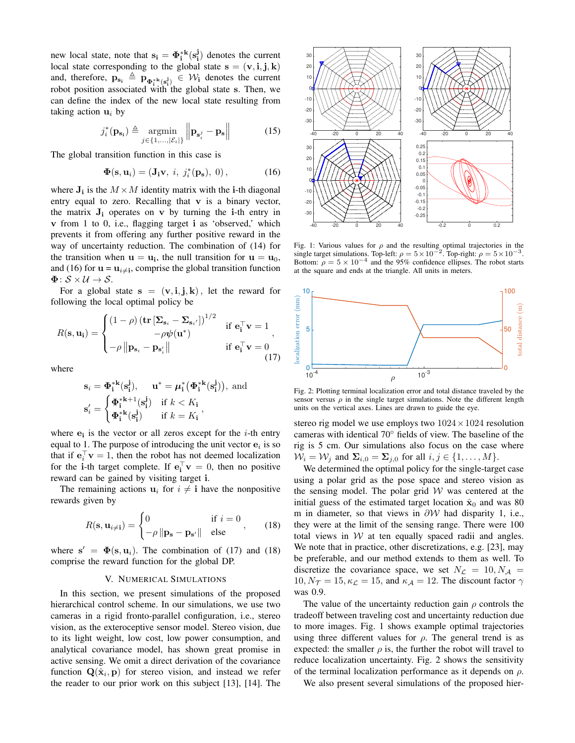new local state, note that $\mathbf{s_i} = \mathbf{\Phi_i^{*k}}(\mathbf{s_i^j})$ denotes the current local state corresponding to the global state $\mathbf{s} = (\mathbf{v}, \mathbf{i}, \mathbf{j}, \mathbf{k})$ and, therefore, $\mathbf{p_{s_i}} \triangleq \mathbf{p}_{\mathbf{\Phi_i^{*k}}(\mathbf{s_i^j})} \in \mathcal{W}_\mathbf{i}$ denotes the current robot position associated with the global state $\mathbf{s}$. Then, we can define the index of the new local state resulting from taking action $\mathbf{u}_i$ by

$$j_i^*(\mathbf{p_{s_i}}) \triangleq \underset{j \in \{1,\ldots,|\mathcal{E}_i|\}}{\operatorname{argmin}} \left\| \mathbf{p}_{\mathbf{s}_i^j} - \mathbf{p_s} \right\| \tag{15}$$

The global transition function in this case is

$$\mathbf{\Phi}(\mathbf{s}, \mathbf{u}_i) = (\mathbf{J_i v},\ i,\ j_i^*(\mathbf{p_s}),\ 0)\,, \tag{16}$$

where $\mathbf{J_i}$ is the $M \times M$ identity matrix with the $\mathbf{i}$-th diagonal entry equal to zero. Recalling that $\mathbf{v}$ is a binary vector, the matrix $\mathbf{J_i}$ operates on $\mathbf{v}$ by turning the $\mathbf{i}$-th entry in $\mathbf{v}$ from 1 to 0, i.e., flagging target $\mathbf{i}$ as 'observed,' which prevents it from offering any further positive reward in the way of uncertainty reduction. The combination of (14) for the transition when $\mathbf{u} = \mathbf{u_i}$, the null transition for $\mathbf{u} = \mathbf{u}_0$, and (16) for $\mathbf{u} = \mathbf{u}_{i \neq \mathbf{i}}$, comprise the global transition function $\mathbf{\Phi}\colon \mathcal{S} \times \mathcal{U} \to \mathcal{S}$.

For a global state $\mathbf{s} = (\mathbf{v}, \mathbf{i}, \mathbf{j}, \mathbf{k})$, let the reward for following the local optimal policy be

$$R(\mathbf{s}, \mathbf{u_i}) = \begin{cases} (1-\rho)\left(\mathbf{tr}\left[\mathbf{\Sigma}_{\mathbf{s}_i} - \mathbf{\Sigma}_{\mathbf{s}_i'}\right]\right)^{1/2} & \text{if } \mathbf{e}_\mathbf{i}^\top \mathbf{v} = 1 \\ \qquad\qquad -\rho\psi(\mathbf{u}^*) & \\ -\rho \left\|\mathbf{p}_{\mathbf{s}_i} - \mathbf{p}_{\mathbf{s}_i'}\right\| & \text{if } \mathbf{e}_\mathbf{i}^\top \mathbf{v} = 0 \end{cases}, \tag{17}$$

where

$$\mathbf{s}_i = \mathbf{\Phi_i^{*k}}(\mathbf{s_i^j}), \qquad \mathbf{u}^* = \boldsymbol{\mu}_\mathbf{i}^*\left(\mathbf{\Phi_i^{*k}}(\mathbf{s_i^j})\right), \text{ and}$$

$$\mathbf{s}_i' = \begin{cases} \mathbf{\Phi_i^{*k+1}}(\mathbf{s_i^j}) & \text{if } k < K_\mathbf{i} \\ \mathbf{\Phi_i^{*k}}(\mathbf{s_i^j}) & \text{if } k = K_\mathbf{i} \end{cases},$$

where $\mathbf{e_i}$ is the vector or all zeros except for the $i$-th entry equal to 1. The purpose of introducing the unit vector $\mathbf{e}_i$ is so that if $\mathbf{e}_i^\top \mathbf{v} = 1$, then the robot has not deemed localization for the $\mathbf{i}$-th target complete. If $\mathbf{e_i}^\top \mathbf{v} = 0$, then no positive reward can be gained by visiting target $\mathbf{i}$.

The remaining actions $\mathbf{u}_i$ for $i \neq \mathbf{i}$ have the nonpositive rewards given by

$$R(\mathbf{s}, \mathbf{u}_{i \neq \mathbf{i}}) = \begin{cases} 0 & \text{if } i = 0 \\ -\rho \left\|\mathbf{p_s} - \mathbf{p}_{\mathbf{s}'}\right\| & \text{else} \end{cases}, \tag{18}$$

where $\mathbf{s}' = \mathbf{\Phi}(\mathbf{s}, \mathbf{u}_i)$. The combination of (17) and (18) comprise the reward function for the global DP.

## V. Numerical Simulations

In this section, we present simulations of the proposed hierarchical control scheme. In our simulations, we use two cameras in a rigid fronto-parallel configuration, i.e., stereo vision, as the exteroceptive sensor model. Stereo vision, due to its light weight, low cost, low power consumption, and analytical covariance model, has shown great promise in active sensing. We omit a direct derivation of the covariance function $\mathbf{Q}(\hat{\mathbf{x}}_i, \mathbf{p})$ for stereo vision, and instead we refer the reader to our prior work on this subject [13], [14]. The stereo rig model we use employs two $1024 \times 1024$ resolution cameras with identical $70°$ fields of view. The baseline of the rig is 5 cm. Our simulations also focus on the case where $\mathcal{W}_i = \mathcal{W}_j$ and $\mathbf{\Sigma}_{i,0} = \mathbf{\Sigma}_{j,0}$ for all $i, j \in \{1, \ldots, M\}$.

Fig. 1: Various values for $\rho$ and the resulting optimal trajectories in the single target simulations. Top-left: $\rho = 5 \times 10^{-2}$. Top-right: $\rho = 5 \times 10^{-3}$. Bottom: $\rho = 5 \times 10^{-4}$ and the 95% confidence ellipses. The robot starts at the square and ends at the triangle. All units in meters.

Fig. 2: Plotting terminal localization error and total distance traveled by the sensor versus $\rho$ in the single target simulations. Note the different length units on the vertical axes. Lines are drawn to guide the eye.

We determined the optimal policy for the single-target case using a polar grid as the pose space and stereo vision as the sensing model. The polar grid $\mathcal{W}$ was centered at the initial guess of the estimated target location $\hat{\mathbf{x}}_0$ and was 80 m in diameter, so that views in $\partial\mathcal{W}$ had disparity 1, i.e., they were at the limit of the sensing range. There were 100 total views in $\mathcal{W}$ at ten equally spaced radii and angles. We note that in practice, other discretizations, e.g. [23], may be preferable, and our method extends to them as well. To discretize the covariance space, we set $N_\mathcal{L} = 10, N_\mathcal{A} = 10, N_\mathcal{T} = 15, \kappa_\mathcal{L} = 15$, and $\kappa_\mathcal{A} = 12$. The discount factor $\gamma$ was 0.9.

The value of the uncertainty reduction gain $\rho$ controls the tradeoff between traveling cost and uncertainty reduction due to more images. Fig. 1 shows example optimal trajectories using three different values for $\rho$. The general trend is as expected: the smaller $\rho$ is, the further the robot will travel to reduce localization uncertainty. Fig. 2 shows the sensitivity of the terminal localization performance as it depends on $\rho$.

We also present several simulations of the proposed hier-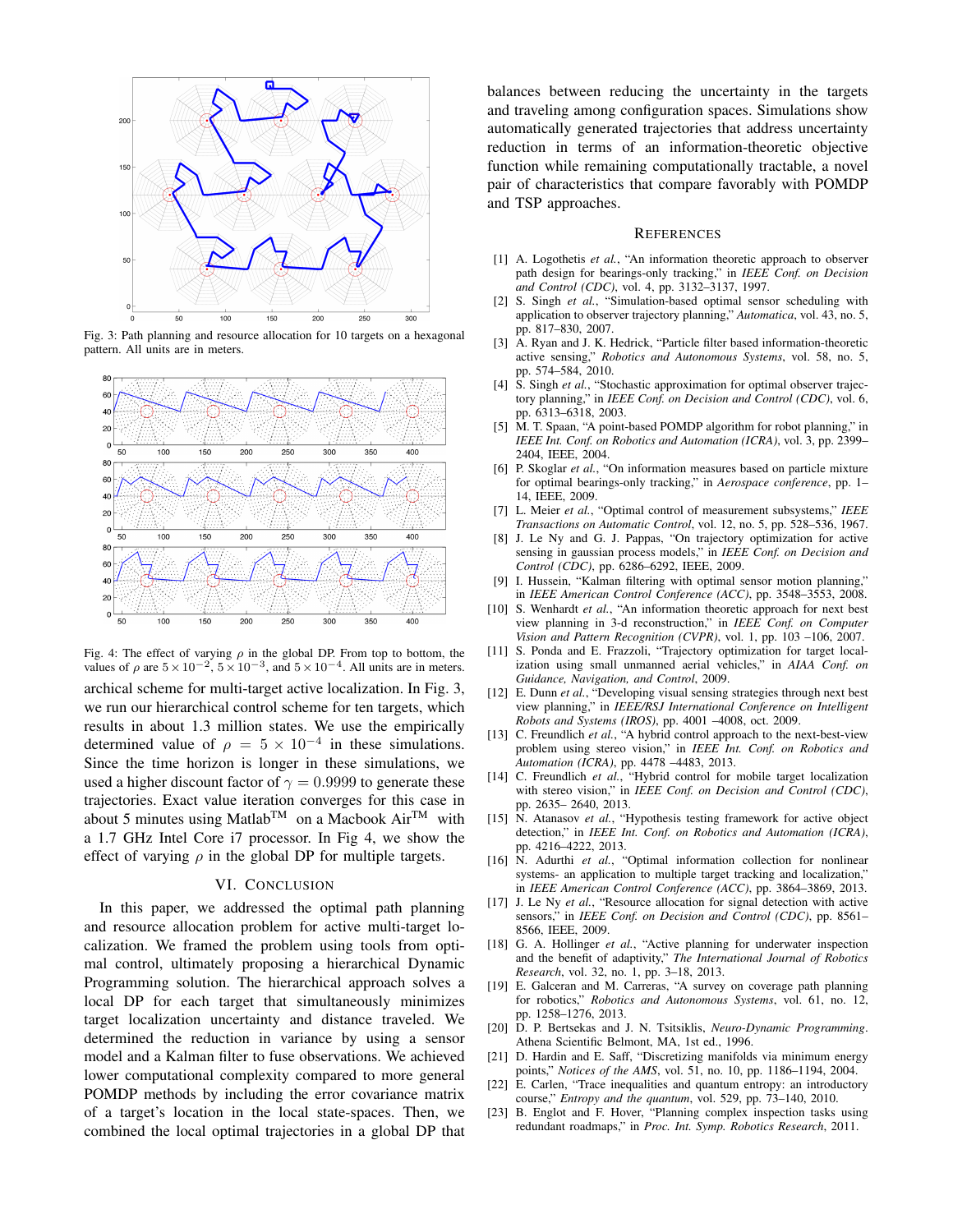200

150

100

50

0

0 50 100 150 200 250 300

Fig. 3: Path planning and resource allocation for 10 targets on a hexagonal pattern. All units are in meters.

80 60 40 20 0

50 100 150 200 250 300 350 400

80 60 40 20 0

50 100 150 200 250 300 350 400

80 60 40 20 0

50 100 150 200 250 300 350 400

Fig. 4: The effect of varying $\rho$ in the global DP. From top to bottom, the values of $\rho$ are $5\times10^{-2}$, $5\times10^{-3}$, and $5\times10^{-4}$. All units are in meters.

archical scheme for multi-target active localization. In Fig. 3, we run our hierarchical control scheme for ten targets, which results in about 1.3 million states. We use the empirically determined value of $\rho = 5 \times 10^{-4}$ in these simulations. Since the time horizon is longer in these simulations, we used a higher discount factor of $\gamma = 0.9999$ to generate these trajectories. Exact value iteration converges for this case in about 5 minutes using Matlab™ on a Macbook Air™ with a 1.7 GHz Intel Core i7 processor. In Fig 4, we show the effect of varying $\rho$ in the global DP for multiple targets.

## VI. Conclusion

In this paper, we addressed the optimal path planning and resource allocation problem for active multi-target localization. We framed the problem using tools from optimal control, ultimately proposing a hierarchical Dynamic Programming solution. The hierarchical approach solves a local DP for each target that simultaneously minimizes target localization uncertainty and distance traveled. We determined the reduction in variance by using a sensor model and a Kalman filter to fuse observations. We achieved lower computational complexity compared to more general POMDP methods by including the error covariance matrix of a target's location in the local state-spaces. Then, we combined the local optimal trajectories in a global DP that balances between reducing the uncertainty in the targets and traveling among configuration spaces. Simulations show automatically generated trajectories that address uncertainty reduction in terms of an information-theoretic objective function while remaining computationally tractable, a novel pair of characteristics that compare favorably with POMDP and TSP approaches.

## References

[1] A. Logothetis *et al.*, "An information theoretic approach to observer path design for bearings-only tracking," in *IEEE Conf. on Decision and Control (CDC)*, vol. 4, pp. 3132–3137, 1997.

[2] S. Singh *et al.*, "Simulation-based optimal sensor scheduling with application to observer trajectory planning," *Automatica*, vol. 43, no. 5, pp. 817–830, 2007.

[3] A. Ryan and J. K. Hedrick, "Particle filter based information-theoretic active sensing," *Robotics and Autonomous Systems*, vol. 58, no. 5, pp. 574–584, 2010.

[4] S. Singh *et al.*, "Stochastic approximation for optimal observer trajectory planning," in *IEEE Conf. on Decision and Control (CDC)*, vol. 6, pp. 6313–6318, 2003.

[5] M. T. Spaan, "A point-based POMDP algorithm for robot planning," in *IEEE Int. Conf. on Robotics and Automation (ICRA)*, vol. 3, pp. 2399–2404, IEEE, 2004.

[6] P. Skoglar *et al.*, "On information measures based on particle mixture for optimal bearings-only tracking," in *Aerospace conference*, pp. 1–14, IEEE, 2009.

[7] L. Meier *et al.*, "Optimal control of measurement subsystems," *IEEE Transactions on Automatic Control*, vol. 12, no. 5, pp. 528–536, 1967.

[8] J. Le Ny and G. J. Pappas, "On trajectory optimization for active sensing in gaussian process models," in *IEEE Conf. on Decision and Control (CDC)*, pp. 6286–6292, IEEE, 2009.

[9] I. Hussein, "Kalman filtering with optimal sensor motion planning," in *IEEE American Control Conference (ACC)*, pp. 3548–3553, 2008.

[10] S. Wenhardt *et al.*, "An information theoretic approach for next best view planning in 3-d reconstruction," in *IEEE Conf. on Computer Vision and Pattern Recognition (CVPR)*, vol. 1, pp. 103 –106, 2007.

[11] S. Ponda and E. Frazzoli, "Trajectory optimization for target localization using small unmanned aerial vehicles," in *AIAA Conf. on Guidance, Navigation, and Control*, 2009.

[12] E. Dunn *et al.*, "Developing visual sensing strategies through next best view planning," in *IEEE/RSJ International Conference on Intelligent Robots and Systems (IROS)*, pp. 4001 –4008, oct. 2009.

[13] C. Freundlich *et al.*, "A hybrid control approach to the next-best-view problem using stereo vision," in *IEEE Int. Conf. on Robotics and Automation (ICRA)*, pp. 4478 –4483, 2013.

[14] C. Freundlich *et al.*, "Hybrid control for mobile target localization with stereo vision," in *IEEE Conf. on Decision and Control (CDC)*, pp. 2635– 2640, 2013.

[15] N. Atanasov *et al.*, "Hypothesis testing framework for active object detection," in *IEEE Int. Conf. on Robotics and Automation (ICRA)*, pp. 4216–4222, 2013.

[16] N. Adurthi *et al.*, "Optimal information collection for nonlinear systems- an application to multiple target tracking and localization," in *IEEE American Control Conference (ACC)*, pp. 3864–3869, 2013.

[17] J. Le Ny *et al.*, "Resource allocation for signal detection with active sensors," in *IEEE Conf. on Decision and Control (CDC)*, pp. 8561–8566, IEEE, 2009.

[18] G. A. Hollinger *et al.*, "Active planning for underwater inspection and the benefit of adaptivity," *The International Journal of Robotics Research*, vol. 32, no. 1, pp. 3–18, 2013.

[19] E. Galceran and M. Carreras, "A survey on coverage path planning for robotics," *Robotics and Autonomous Systems*, vol. 61, no. 12, pp. 1258–1276, 2013.

[20] D. P. Bertsekas and J. N. Tsitsiklis, *Neuro-Dynamic Programming*. Athena Scientific Belmont, MA, 1st ed., 1996.

[21] D. Hardin and E. Saff, "Discretizing manifolds via minimum energy points," *Notices of the AMS*, vol. 51, no. 10, pp. 1186–1194, 2004.

[22] E. Carlen, "Trace inequalities and quantum entropy: an introductory course," *Entropy and the quantum*, vol. 529, pp. 73–140, 2010.

[23] B. Englot and F. Hover, "Planning complex inspection tasks using redundant roadmaps," in *Proc. Int. Symp. Robotics Research*, 2011.